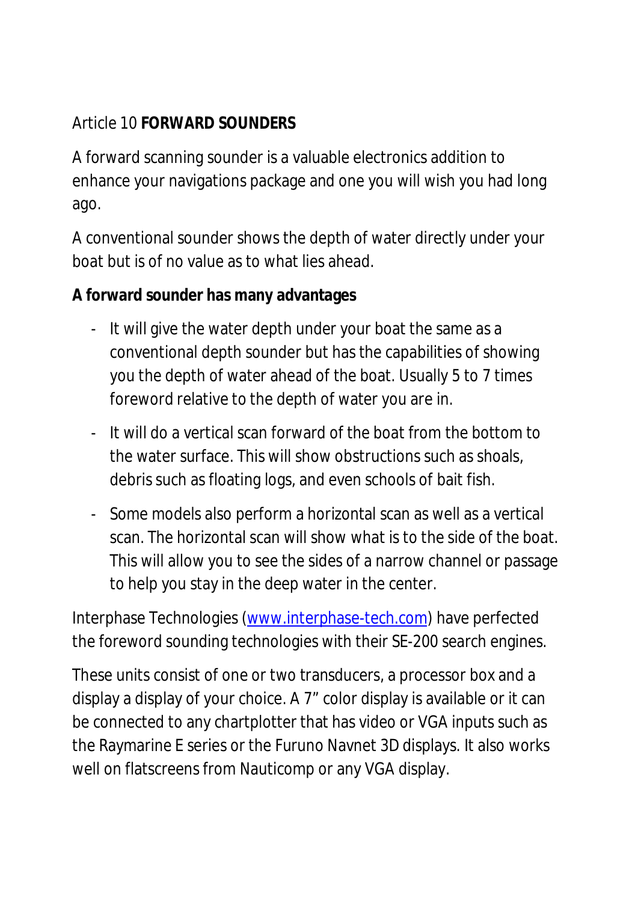Article 10 **FORWARD SOUNDERS**

A forward scanning sounder is a valuable electronics addition to enhance your navigations package and one you will wish you had long ago.

A conventional sounder shows the depth of water directly under your boat but is of no value as to what lies ahead.

**A forward sounder has many advantages**

- It will give the water depth under your boat the same as a conventional depth sounder but has the capabilities of showing you the depth of water ahead of the boat. Usually 5 to 7 times foreword relative to the depth of water you are in.
- It will do a vertical scan forward of the boat from the bottom to the water surface. This will show obstructions such as shoals, debris such as floating logs, and even schools of bait fish.
- Some models also perform a horizontal scan as well as a vertical scan. The horizontal scan will show what is to the side of the boat. This will allow you to see the sides of a narrow channel or passage to help you stay in the deep water in the center.

Interphase Technologies ([www.interphase-tech.com](http://www.interphase-tech.com)) have perfected the foreword sounding technologies with their SE-200 search engines.

These units consist of one or two transducers, a processor box and a display a display of your choice. A 7" color display is available or it can be connected to any chartplotter that has video or VGA inputs such as the Raymarine E series or the Furuno Navnet 3D displays. It also works well on flatscreens from Nauticomp or any VGA display.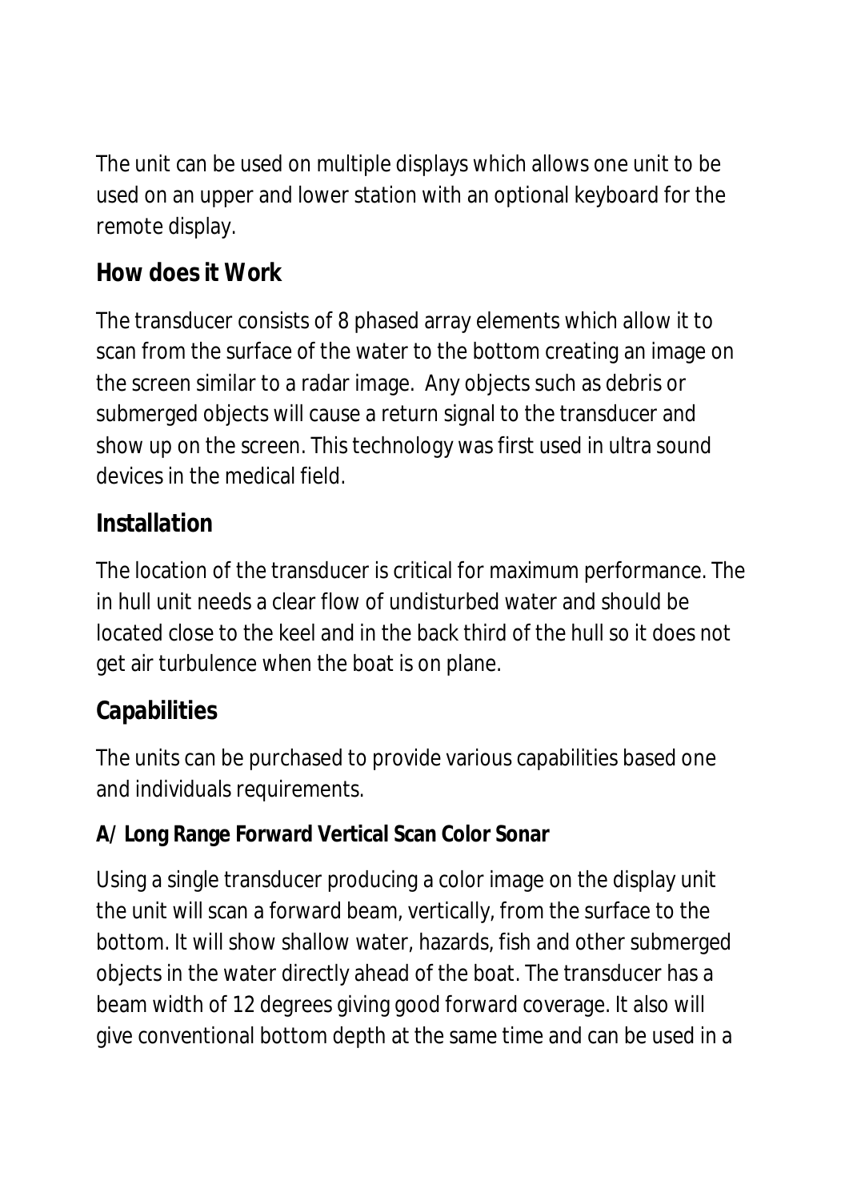The unit can be used on multiple displays which allows one unit to be used on an upper and lower station with an optional keyboard for the remote display.

## How does it Work

The transducer consists of 8 phased array elements which allow it to scan from the surface of the water to the bottom creating an image on the screen similar to a radar image.  Any objects such as debris or submerged objects will cause a return signal to the transducer and show up on the screen. This technology was first used in ultra sound devices in the medical field.

## Installation

The location of the transducer is critical for maximum performance. The in hull unit needs a clear flow of undisturbed water and should be located close to the keel and in the back third of the hull so it does not get air turbulence when the boat is on plane.

## Capabilities

The units can be purchased to provide various capabilities based one and individuals requirements.

### A/ Long Range Forward Vertical Scan Color Sonar

Using a single transducer producing a color image on the display unit the unit will scan a forward beam, vertically, from the surface to the bottom. It will show shallow water, hazards, fish and other submerged objects in the water directly ahead of the boat. The transducer has a beam width of 12 degrees giving good forward coverage. It also will give conventional bottom depth at the same time and can be used in a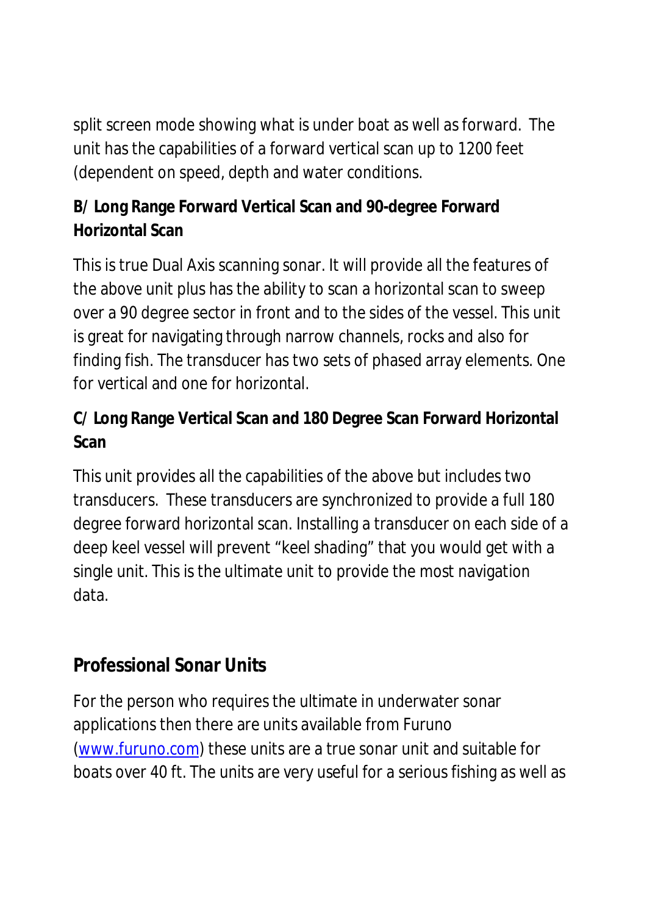split screen mode showing what is under boat as well as forward. The unit has the capabilities of a forward vertical scan up to 1200 feet (dependent on speed, depth and water conditions.

**B/ Long Range Forward Vertical Scan and 90-degree Forward Horizontal Scan**

This is true Dual Axis scanning sonar. It will provide all the features of the above unit plus has the ability to scan a horizontal scan to sweep over a 90 degree sector in front and to the sides of the vessel. This unit is great for navigating through narrow channels, rocks and also for finding fish. The transducer has two sets of phased array elements. One for vertical and one for horizontal.

**C/ Long Range Vertical Scan and 180 Degree Scan Forward Horizontal Scan**

This unit provides all the capabilities of the above but includes two transducers. These transducers are synchronized to provide a full 180 degree forward horizontal scan. Installing a transducer on each side of a deep keel vessel will prevent "keel shading" that you would get with a single unit. This is the ultimate unit to provide the most navigation data.

## Professional Sonar Units

For the person who requires the ultimate in underwater sonar applications then there are units available from Furuno (www.furuno.com) these units are a true sonar unit and suitable for boats over 40 ft. The units are very useful for a serious fishing as well as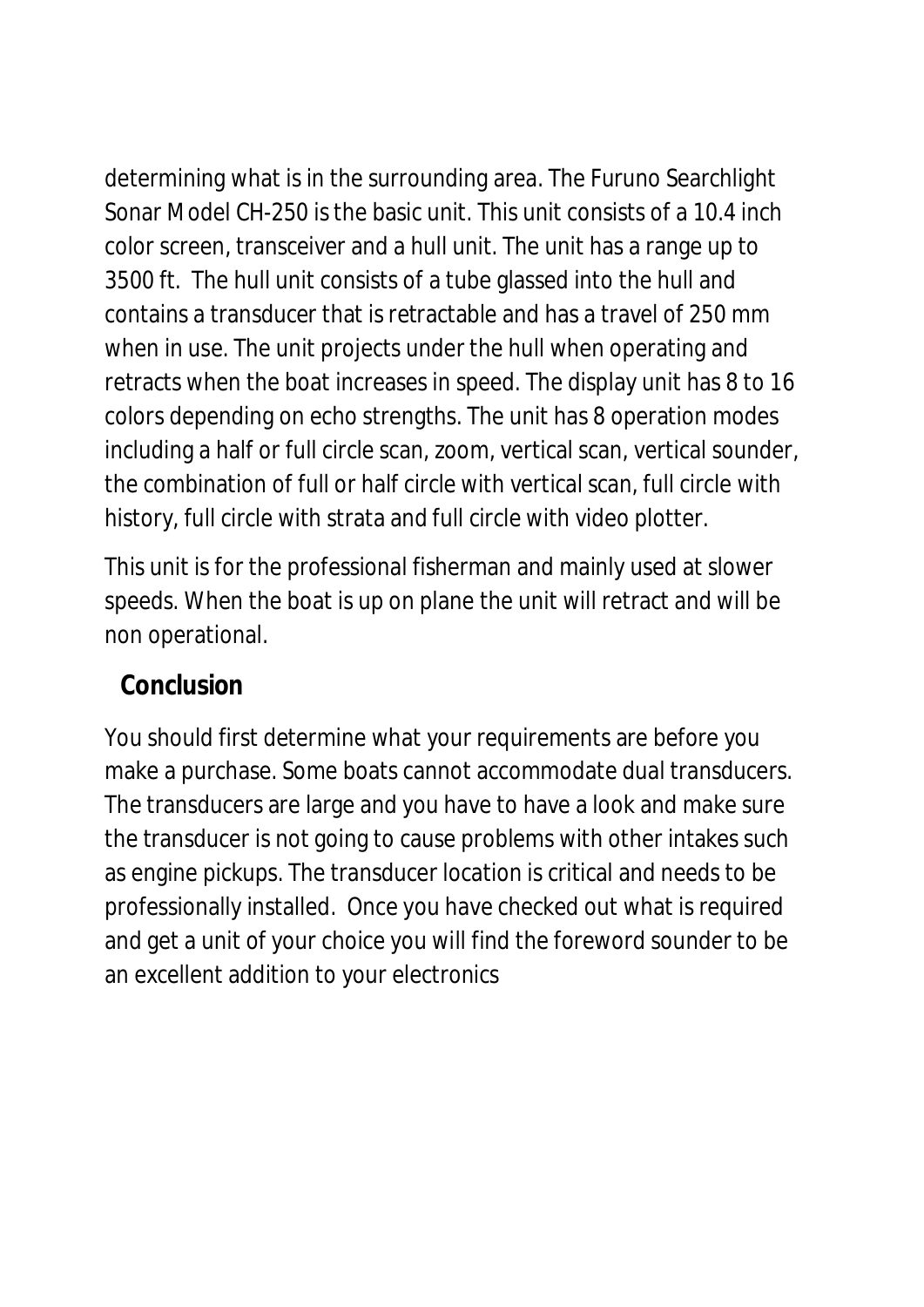determining what is in the surrounding area. The Furuno Searchlight Sonar Model CH-250 is the basic unit. This unit consists of a 10.4 inch color screen, transceiver and a hull unit. The unit has a range up to 3500 ft.  The hull unit consists of a tube glassed into the hull and contains a transducer that is retractable and has a travel of 250 mm when in use. The unit projects under the hull when operating and retracts when the boat increases in speed. The display unit has 8 to 16 colors depending on echo strengths. The unit has 8 operation modes including a half or full circle scan, zoom, vertical scan, vertical sounder, the combination of full or half circle with vertical scan, full circle with history, full circle with strata and full circle with video plotter.

This unit is for the professional fisherman and mainly used at slower speeds. When the boat is up on plane the unit will retract and will be non operational.

## Conclusion

You should first determine what your requirements are before you make a purchase. Some boats cannot accommodate dual transducers. The transducers are large and you have to have a look and make sure the transducer is not going to cause problems with other intakes such as engine pickups. The transducer location is critical and needs to be professionally installed.  Once you have checked out what is required and get a unit of your choice you will find the foreword sounder to be an excellent addition to your electronics